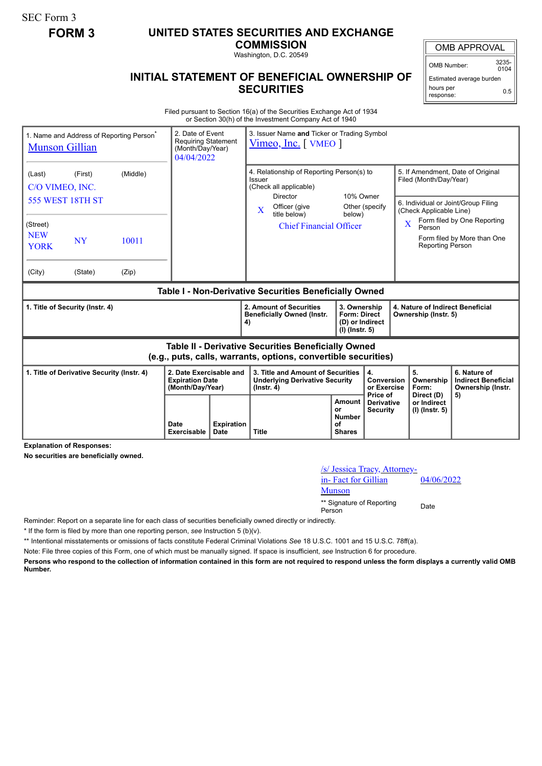SEC Form 3

**FORM 3**

# UNITED STATES SECURITIES AND EXCHANGE COMMISSION

Washington, D.C. 20549

## INITIAL STATEMENT OF BENEFICIAL OWNERSHIP OF SECURITIES

| OMB APPROVAL | |
|---|---|
| OMB Number: | 3235-0104 |
| Estimated average burden | |
| hours per response: | 0.5 |

Filed pursuant to Section 16(a) of the Securities Exchange Act of 1934 or Section 30(h) of the Investment Company Act of 1940

| 1. Name and Address of Reporting Person* | 2. Date of Event Requiring Statement (Month/Day/Year) | 3. Issuer Name and Ticker or Trading Symbol |
|---|---|---|
| Munson Gillian | 04/04/2022 | Vimeo, Inc. [ VMEO ] |
| (Last) (First) (Middle) C/O VIMEO, INC. 555 WEST 18TH ST | | 4. Relationship of Reporting Person(s) to Issuer (Check all applicable) Director; 10% Owner; X Officer (give title below); Other (specify below) — Chief Financial Officer |
| (Street) NEW YORK NY 10011 | | 5. If Amendment, Date of Original Filed (Month/Day/Year) |
| (City) (State) (Zip) | | 6. Individual or Joint/Group Filing (Check Applicable Line): X Form filed by One Reporting Person; Form filed by More than One Reporting Person |

**Table I - Non-Derivative Securities Beneficially Owned**

| 1. Title of Security (Instr. 4) | 2. Amount of Securities Beneficially Owned (Instr. 4) | 3. Ownership Form: Direct (D) or Indirect (I) (Instr. 5) | 4. Nature of Indirect Beneficial Ownership (Instr. 5) |
|---|---|---|---|

**Table II - Derivative Securities Beneficially Owned (e.g., puts, calls, warrants, options, convertible securities)**

| 1. Title of Derivative Security (Instr. 4) | 2. Date Exercisable and Expiration Date (Month/Day/Year) | | 3. Title and Amount of Securities Underlying Derivative Security (Instr. 4) | | 4. Conversion or Exercise Price of Derivative Security | 5. Ownership Form: Direct (D) or Indirect (I) (Instr. 5) | 6. Nature of Indirect Beneficial Ownership (Instr. 5) |
|---|---|---|---|---|---|---|---|
| | Date Exercisable | Expiration Date | Title | Amount or Number of Shares | | | |

**Explanation of Responses:**

**No securities are beneficially owned.**

| /s/ Jessica Tracy, Attorney-in- Fact for Gillian Munson | 04/06/2022 |
|---|---|
| ** Signature of Reporting Person | Date |

Reminder: Report on a separate line for each class of securities beneficially owned directly or indirectly.

\* If the form is filed by more than one reporting person, *see* Instruction 5 (b)(v).

\*\* Intentional misstatements or omissions of facts constitute Federal Criminal Violations *See* 18 U.S.C. 1001 and 15 U.S.C. 78ff(a).

Note: File three copies of this Form, one of which must be manually signed. If space is insufficient, *see* Instruction 6 for procedure.

**Persons who respond to the collection of information contained in this form are not required to respond unless the form displays a currently valid OMB Number.**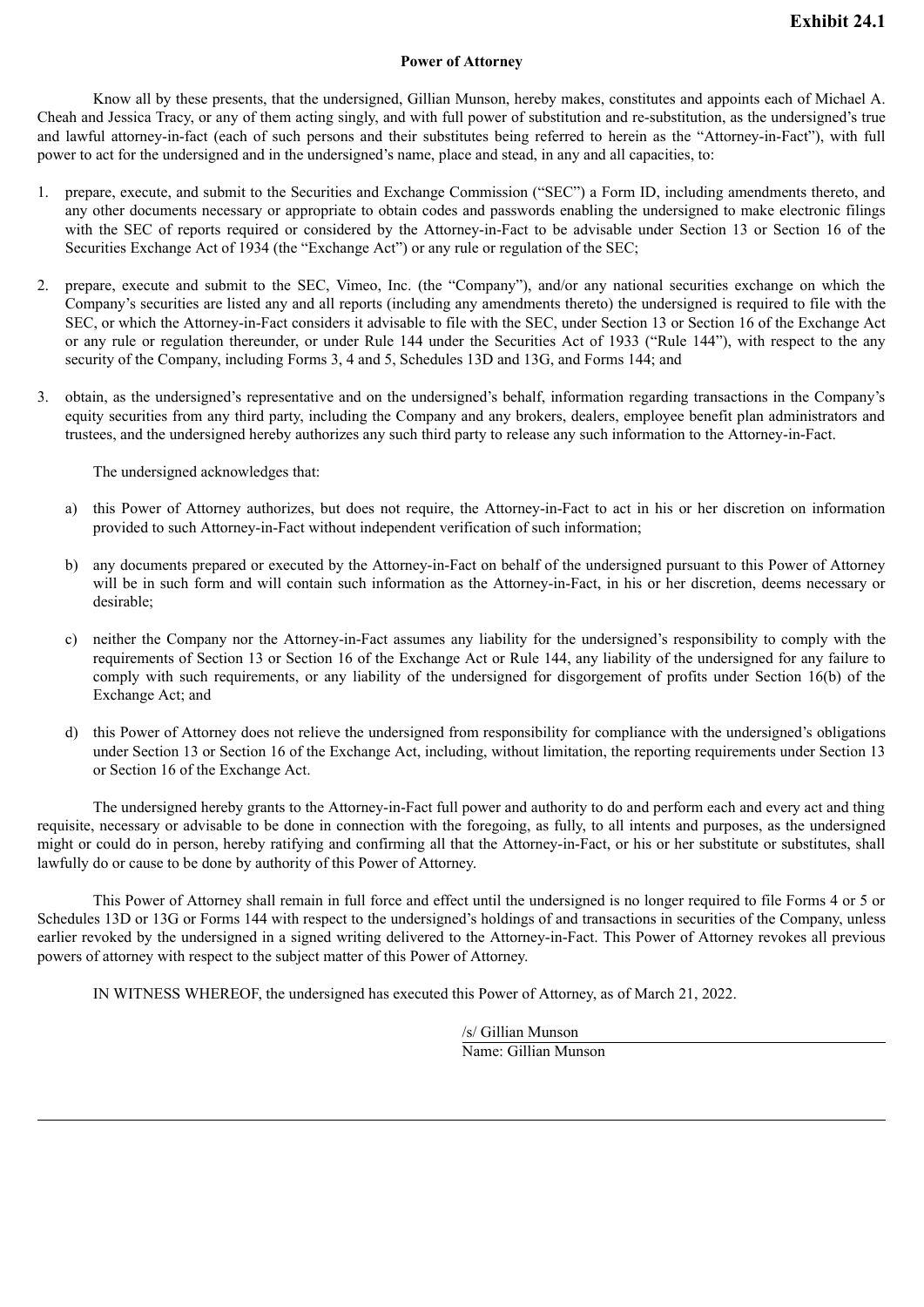**Exhibit 24.1**

**Power of Attorney**

Know all by these presents, that the undersigned, Gillian Munson, hereby makes, constitutes and appoints each of Michael A. Cheah and Jessica Tracy, or any of them acting singly, and with full power of substitution and re-substitution, as the undersigned's true and lawful attorney-in-fact (each of such persons and their substitutes being referred to herein as the "Attorney-in-Fact"), with full power to act for the undersigned and in the undersigned's name, place and stead, in any and all capacities, to:

1. prepare, execute, and submit to the Securities and Exchange Commission ("SEC") a Form ID, including amendments thereto, and any other documents necessary or appropriate to obtain codes and passwords enabling the undersigned to make electronic filings with the SEC of reports required or considered by the Attorney-in-Fact to be advisable under Section 13 or Section 16 of the Securities Exchange Act of 1934 (the "Exchange Act") or any rule or regulation of the SEC;

2. prepare, execute and submit to the SEC, Vimeo, Inc. (the "Company"), and/or any national securities exchange on which the Company's securities are listed any and all reports (including any amendments thereto) the undersigned is required to file with the SEC, or which the Attorney-in-Fact considers it advisable to file with the SEC, under Section 13 or Section 16 of the Exchange Act or any rule or regulation thereunder, or under Rule 144 under the Securities Act of 1933 ("Rule 144"), with respect to the any security of the Company, including Forms 3, 4 and 5, Schedules 13D and 13G, and Forms 144; and

3. obtain, as the undersigned's representative and on the undersigned's behalf, information regarding transactions in the Company's equity securities from any third party, including the Company and any brokers, dealers, employee benefit plan administrators and trustees, and the undersigned hereby authorizes any such third party to release any such information to the Attorney-in-Fact.

The undersigned acknowledges that:

a) this Power of Attorney authorizes, but does not require, the Attorney-in-Fact to act in his or her discretion on information provided to such Attorney-in-Fact without independent verification of such information;

b) any documents prepared or executed by the Attorney-in-Fact on behalf of the undersigned pursuant to this Power of Attorney will be in such form and will contain such information as the Attorney-in-Fact, in his or her discretion, deems necessary or desirable;

c) neither the Company nor the Attorney-in-Fact assumes any liability for the undersigned's responsibility to comply with the requirements of Section 13 or Section 16 of the Exchange Act or Rule 144, any liability of the undersigned for any failure to comply with such requirements, or any liability of the undersigned for disgorgement of profits under Section 16(b) of the Exchange Act; and

d) this Power of Attorney does not relieve the undersigned from responsibility for compliance with the undersigned's obligations under Section 13 or Section 16 of the Exchange Act, including, without limitation, the reporting requirements under Section 13 or Section 16 of the Exchange Act.

The undersigned hereby grants to the Attorney-in-Fact full power and authority to do and perform each and every act and thing requisite, necessary or advisable to be done in connection with the foregoing, as fully, to all intents and purposes, as the undersigned might or could do in person, hereby ratifying and confirming all that the Attorney-in-Fact, or his or her substitute or substitutes, shall lawfully do or cause to be done by authority of this Power of Attorney.

This Power of Attorney shall remain in full force and effect until the undersigned is no longer required to file Forms 4 or 5 or Schedules 13D or 13G or Forms 144 with respect to the undersigned's holdings of and transactions in securities of the Company, unless earlier revoked by the undersigned in a signed writing delivered to the Attorney-in-Fact. This Power of Attorney revokes all previous powers of attorney with respect to the subject matter of this Power of Attorney.

IN WITNESS WHEREOF, the undersigned has executed this Power of Attorney, as of March 21, 2022.

/s/ Gillian Munson
Name: Gillian Munson